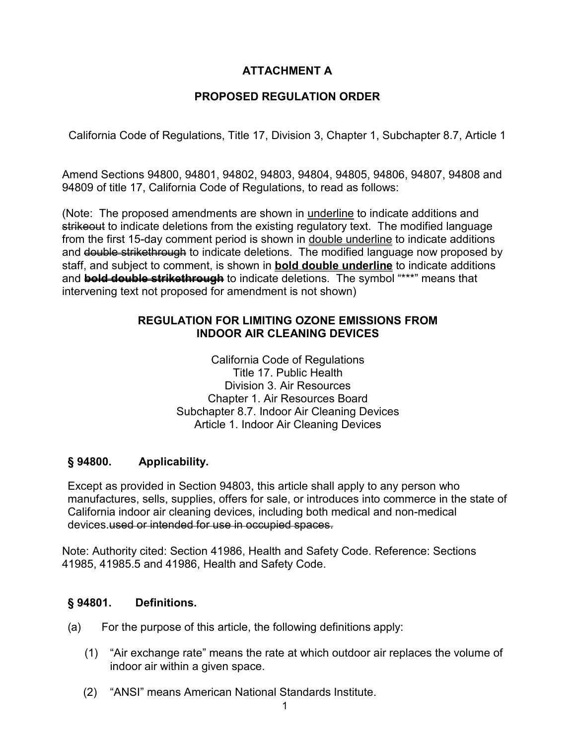# ATTACHMENT A

## PROPOSED REGULATION ORDER

California Code of Regulations, Title 17, Division 3, Chapter 1, Subchapter 8.7, Article 1

Amend Sections 94800, 94801, 94802, 94803, 94804, 94805, 94806, 94807, 94808 and 94809 of title 17, California Code of Regulations, to read as follows:

(Note: The proposed amendments are shown in <u>underline</u> to indicate additions and ~~strikeout~~ to indicate deletions from the existing regulatory text. The modified language from the first 15-day comment period is shown in <u>double underline</u> to indicate additions and ~~double strikethrough~~ to indicate deletions. The modified language now proposed by staff, and subject to comment, is shown in **<u>bold double underline</u>** to indicate additions and **~~bold double strikethrough~~** to indicate deletions. The symbol "***" means that intervening text not proposed for amendment is not shown)

### REGULATION FOR LIMITING OZONE EMISSIONS FROM INDOOR AIR CLEANING DEVICES

California Code of Regulations
Title 17. Public Health
Division 3. Air Resources
Chapter 1. Air Resources Board
Subchapter 8.7. Indoor Air Cleaning Devices
Article 1. Indoor Air Cleaning Devices

### § 94800. Applicability.

Except as provided in Section 94803, this article shall apply to any person who manufactures, sells, supplies, offers for sale, or introduces into commerce in the state of California indoor air cleaning devices, including both medical and non-medical devices.~~used or intended for use in occupied spaces.~~

Note: Authority cited: Section 41986, Health and Safety Code. Reference: Sections 41985, 41985.5 and 41986, Health and Safety Code.

### § 94801. Definitions.

(a) For the purpose of this article, the following definitions apply:

(1) "Air exchange rate" means the rate at which outdoor air replaces the volume of indoor air within a given space.

(2) "ANSI" means American National Standards Institute.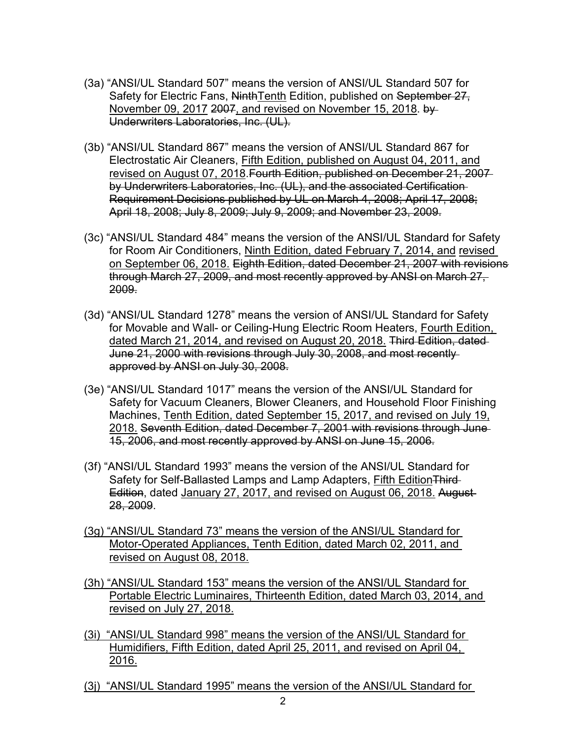(3a) "ANSI/UL Standard 507" means the version of ANSI/UL Standard 507 for Safety for Electric Fans, ~~Ninth~~<u>Tenth</u> Edition, published on ~~September 27,~~ <u>November 09, 2017</u> ~~2007~~<u>, and revised on November 15, 2018</u>. ~~by Underwriters Laboratories, Inc. (UL).~~

(3b) "ANSI/UL Standard 867" means the version of ANSI/UL Standard 867 for Electrostatic Air Cleaners, <u>Fifth Edition, published on August 04, 2011, and revised on August 07, 2018</u>.~~Fourth Edition, published on December 21, 2007 by Underwriters Laboratories, Inc. (UL), and the associated Certification Requirement Decisions published by UL on March 4, 2008; April 17, 2008; April 18, 2008; July 8, 2009; July 9, 2009; and November 23, 2009.~~

(3c) "ANSI/UL Standard 484" means the version of the ANSI/UL Standard for Safety for Room Air Conditioners, <u>Ninth Edition, dated February 7, 2014, and</u> <u>revised on September 06, 2018.</u> ~~Eighth Edition, dated December 21, 2007 with revisions through March 27, 2009, and most recently approved by ANSI on March 27, 2009.~~

(3d) "ANSI/UL Standard 1278" means the version of ANSI/UL Standard for Safety for Movable and Wall- or Ceiling-Hung Electric Room Heaters, <u>Fourth Edition, dated March 21, 2014, and revised on August 20, 2018.</u> ~~Third Edition, dated June 21, 2000 with revisions through July 30, 2008, and most recently approved by ANSI on July 30, 2008.~~

(3e) "ANSI/UL Standard 1017" means the version of the ANSI/UL Standard for Safety for Vacuum Cleaners, Blower Cleaners, and Household Floor Finishing Machines, <u>Tenth Edition, dated September 15, 2017, and revised on July 19, 2018.</u> ~~Seventh Edition, dated December 7, 2001 with revisions through June 15, 2006, and most recently approved by ANSI on June 15, 2006.~~

(3f) "ANSI/UL Standard 1993" means the version of the ANSI/UL Standard for Safety for Self-Ballasted Lamps and Lamp Adapters, <u>Fifth Edition</u>~~Third Edition~~, dated <u>January 27, 2017, and revised on August 06, 2018.</u> ~~August 28, 2009~~.

<u>(3g) "ANSI/UL Standard 73" means the version of the ANSI/UL Standard for Motor-Operated Appliances, Tenth Edition, dated March 02, 2011, and revised on August 08, 2018.</u>

<u>(3h) "ANSI/UL Standard 153" means the version of the ANSI/UL Standard for Portable Electric Luminaires, Thirteenth Edition, dated March 03, 2014, and revised on July 27, 2018.</u>

<u>(3i) "ANSI/UL Standard 998" means the version of the ANSI/UL Standard for Humidifiers, Fifth Edition, dated April 25, 2011, and revised on April 04, 2016.</u>

<u>(3j) "ANSI/UL Standard 1995" means the version of the ANSI/UL Standard for</u>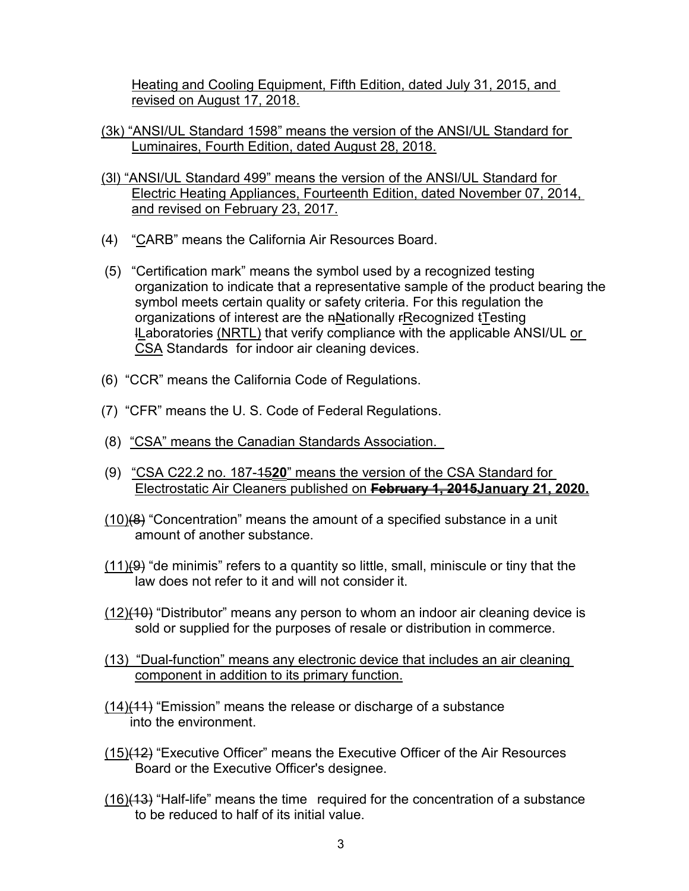Heating and Cooling Equipment, Fifth Edition, dated July 31, 2015, and revised on August 17, 2018.

(3k) "ANSI/UL Standard 1598" means the version of the ANSI/UL Standard for Luminaires, Fourth Edition, dated August 28, 2018.

(3l) "ANSI/UL Standard 499" means the version of the ANSI/UL Standard for Electric Heating Appliances, Fourteenth Edition, dated November 07, 2014, and revised on February 23, 2017.

(4) "CARB" means the California Air Resources Board.

(5) "Certification mark" means the symbol used by a recognized testing organization to indicate that a representative sample of the product bearing the symbol meets certain quality or safety criteria. For this regulation the organizations of interest are the ~~n~~Nationally ~~r~~Recognized ~~t~~Testing ~~l~~Laboratories (NRTL) that verify compliance with the applicable ANSI/UL or CSA Standards for indoor air cleaning devices.

(6) "CCR" means the California Code of Regulations.

(7) "CFR" means the U. S. Code of Federal Regulations.

(8) "CSA" means the Canadian Standards Association.

(9) "CSA C22.2 no. 187-~~15~~**20**" means the version of the CSA Standard for Electrostatic Air Cleaners published on ~~**February 1, 2015**~~**January 21, 2020.**

(10)~~(8)~~ "Concentration" means the amount of a specified substance in a unit amount of another substance.

(11)~~(9)~~ "de minimis" refers to a quantity so little, small, miniscule or tiny that the law does not refer to it and will not consider it.

(12)~~(10)~~ "Distributor" means any person to whom an indoor air cleaning device is sold or supplied for the purposes of resale or distribution in commerce.

(13) "Dual-function" means any electronic device that includes an air cleaning component in addition to its primary function.

(14)~~(11)~~ "Emission" means the release or discharge of a substance into the environment.

(15)~~(12)~~ "Executive Officer" means the Executive Officer of the Air Resources Board or the Executive Officer's designee.

(16)~~(13)~~ "Half-life" means the time required for the concentration of a substance to be reduced to half of its initial value.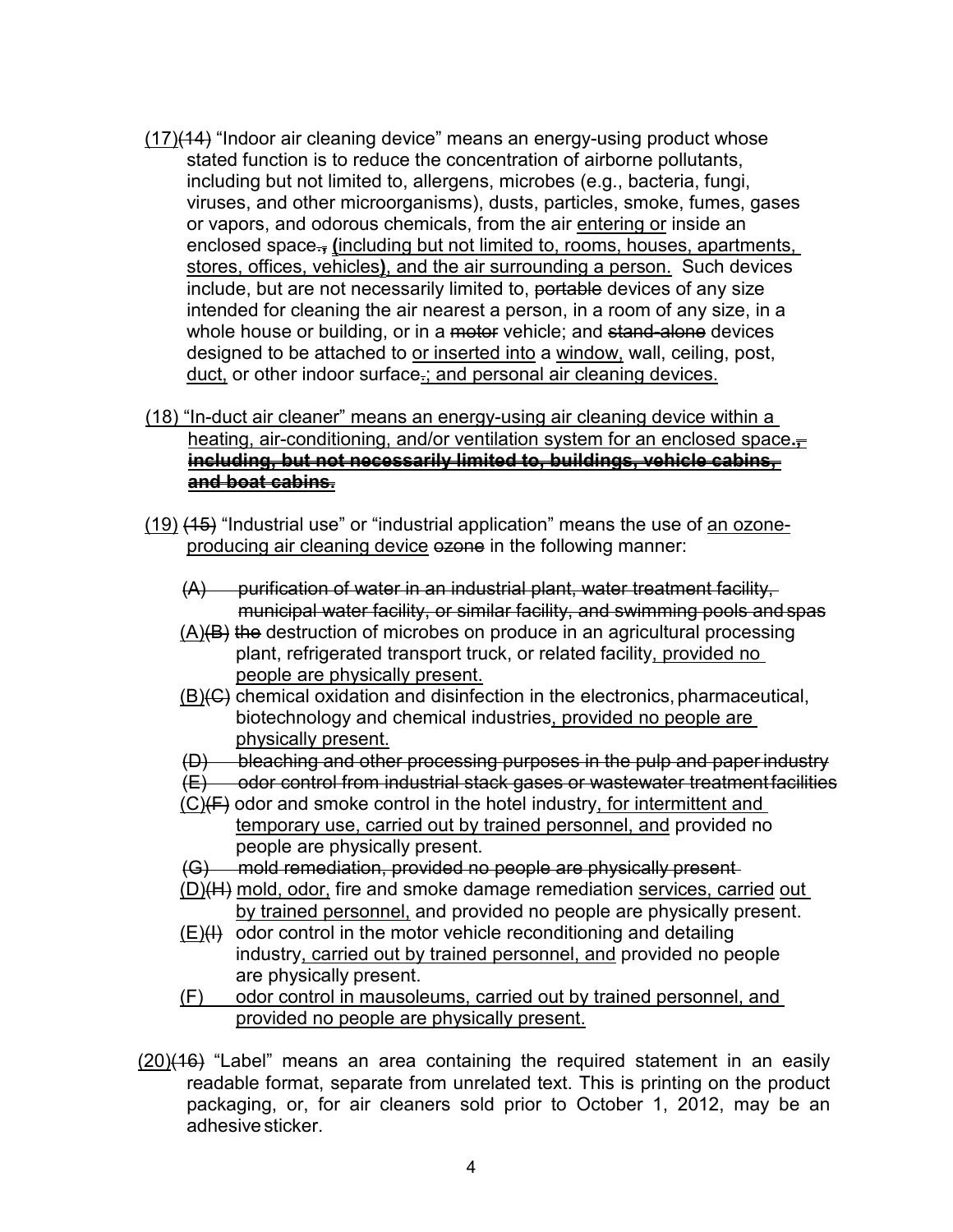(17)~~(14)~~ "Indoor air cleaning device" means an energy-using product whose stated function is to reduce the concentration of airborne pollutants, including but not limited to, allergens, microbes (e.g., bacteria, fungi, viruses, and other microorganisms), dusts, particles, smoke, fumes, gases or vapors, and odorous chemicals, from the air <u>entering or</u> inside an enclosed space~~.,~~ **(**<u>including but not limited to, rooms, houses, apartments, stores, offices, vehicles</u>**)**<u>, and the air surrounding a person.</u> Such devices include, but are not necessarily limited to, ~~portable~~ devices of any size intended for cleaning the air nearest a person, in a room of any size, in a whole house or building, or in a ~~motor~~ vehicle; and ~~stand-alone~~ devices designed to be attached to <u>or inserted into</u> a <u>window,</u> wall, ceiling, post, <u>duct,</u> or other indoor surface~~.~~<u>; and personal air cleaning devices.</u>

<u>(18) "In-duct air cleaner" means an energy-using air cleaning device within a heating, air-conditioning, and/or ventilation system for an enclosed space</u>**.**~~,~~ **~~including, but not necessarily limited to, buildings, vehicle cabins, and boat cabins.~~**

<u>(19)</u> ~~(15)~~ "Industrial use" or "industrial application" means the use of <u>an ozone-producing air cleaning device</u> ~~ozone~~ in the following manner:

~~(A) purification of water in an industrial plant, water treatment facility, municipal water facility, or similar facility, and swimming pools and spas~~

<u>(A)</u>~~(B)~~ ~~the~~ destruction of microbes on produce in an agricultural processing plant, refrigerated transport truck, or related facility<u>, provided no people are physically present.</u>

<u>(B)</u>~~(C)~~ chemical oxidation and disinfection in the electronics, pharmaceutical, biotechnology and chemical industries<u>, provided no people are physically present.</u>

~~(D) bleaching and other processing purposes in the pulp and paper industry~~

~~(E) odor control from industrial stack gases or wastewater treatment facilities~~

<u>(C)</u>~~(F)~~ odor and smoke control in the hotel industry<u>, for intermittent and temporary use, carried out by trained personnel, and</u> provided no people are physically present.

~~(G) mold remediation, provided no people are physically present~~

<u>(D)</u>~~(H)~~ <u>mold, odor,</u> fire and smoke damage remediation <u>services, carried out by trained personnel,</u> and provided no people are physically present.

<u>(E)</u>~~(I)~~ odor control in the motor vehicle reconditioning and detailing industry<u>, carried out by trained personnel, and</u> provided no people are physically present.

<u>(F) odor control in mausoleums, carried out by trained personnel, and provided no people are physically present.</u>

<u>(20)</u>~~(16)~~ "Label" means an area containing the required statement in an easily readable format, separate from unrelated text. This is printing on the product packaging, or, for air cleaners sold prior to October 1, 2012, may be an adhesive sticker.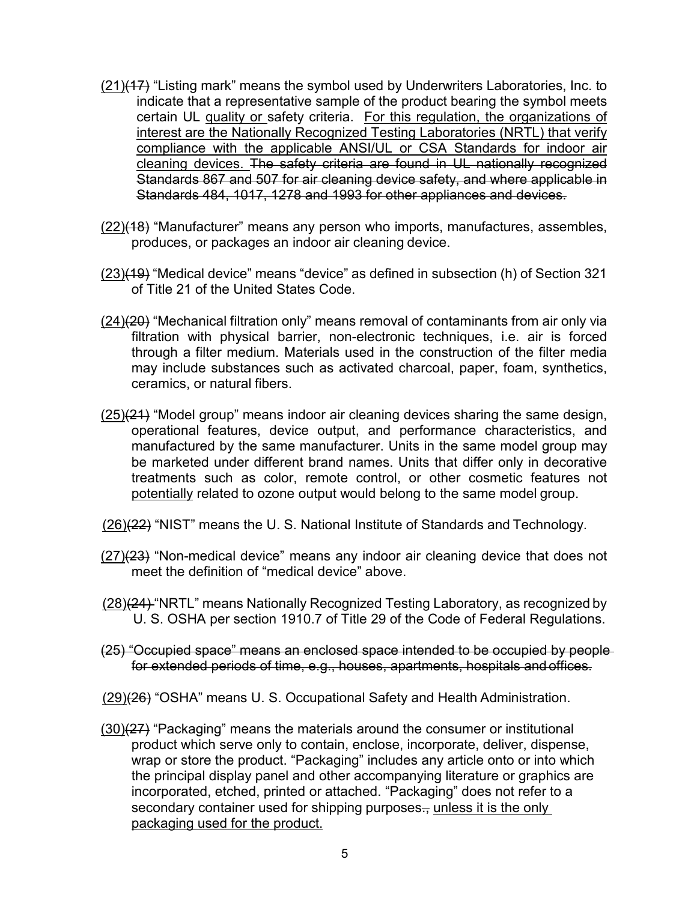(21)~~(17)~~ "Listing mark" means the symbol used by Underwriters Laboratories, Inc. to indicate that a representative sample of the product bearing the symbol meets certain UL <u>quality or</u> safety criteria. <u>For this regulation, the organizations of interest are the Nationally Recognized Testing Laboratories (NRTL) that verify compliance with the applicable ANSI/UL or CSA Standards for indoor air cleaning devices.</u> ~~The safety criteria are found in UL nationally recognized Standards 867 and 507 for air cleaning device safety, and where applicable in Standards 484, 1017, 1278 and 1993 for other appliances and devices.~~

(22)~~(18)~~ "Manufacturer" means any person who imports, manufactures, assembles, produces, or packages an indoor air cleaning device.

(23)~~(19)~~ "Medical device" means "device" as defined in subsection (h) of Section 321 of Title 21 of the United States Code.

(24)~~(20)~~ "Mechanical filtration only" means removal of contaminants from air only via filtration with physical barrier, non-electronic techniques, i.e. air is forced through a filter medium. Materials used in the construction of the filter media may include substances such as activated charcoal, paper, foam, synthetics, ceramics, or natural fibers.

(25)~~(21)~~ "Model group" means indoor air cleaning devices sharing the same design, operational features, device output, and performance characteristics, and manufactured by the same manufacturer. Units in the same model group may be marketed under different brand names. Units that differ only in decorative treatments such as color, remote control, or other cosmetic features not <u>potentially</u> related to ozone output would belong to the same model group.

(26)~~(22)~~ "NIST" means the U. S. National Institute of Standards and Technology.

(27)~~(23)~~ "Non-medical device" means any indoor air cleaning device that does not meet the definition of "medical device" above.

(28)~~(24)~~ "NRTL" means Nationally Recognized Testing Laboratory, as recognized by U. S. OSHA per section 1910.7 of Title 29 of the Code of Federal Regulations.

~~(25) "Occupied space" means an enclosed space intended to be occupied by people for extended periods of time, e.g., houses, apartments, hospitals and offices.~~

(29)~~(26)~~ "OSHA" means U. S. Occupational Safety and Health Administration.

(30)~~(27)~~ "Packaging" means the materials around the consumer or institutional product which serve only to contain, enclose, incorporate, deliver, dispense, wrap or store the product. "Packaging" includes any article onto or into which the principal display panel and other accompanying literature or graphics are incorporated, etched, printed or attached. "Packaging" does not refer to a secondary container used for shipping purposes~~.~~, <u>unless it is the only packaging used for the product.</u>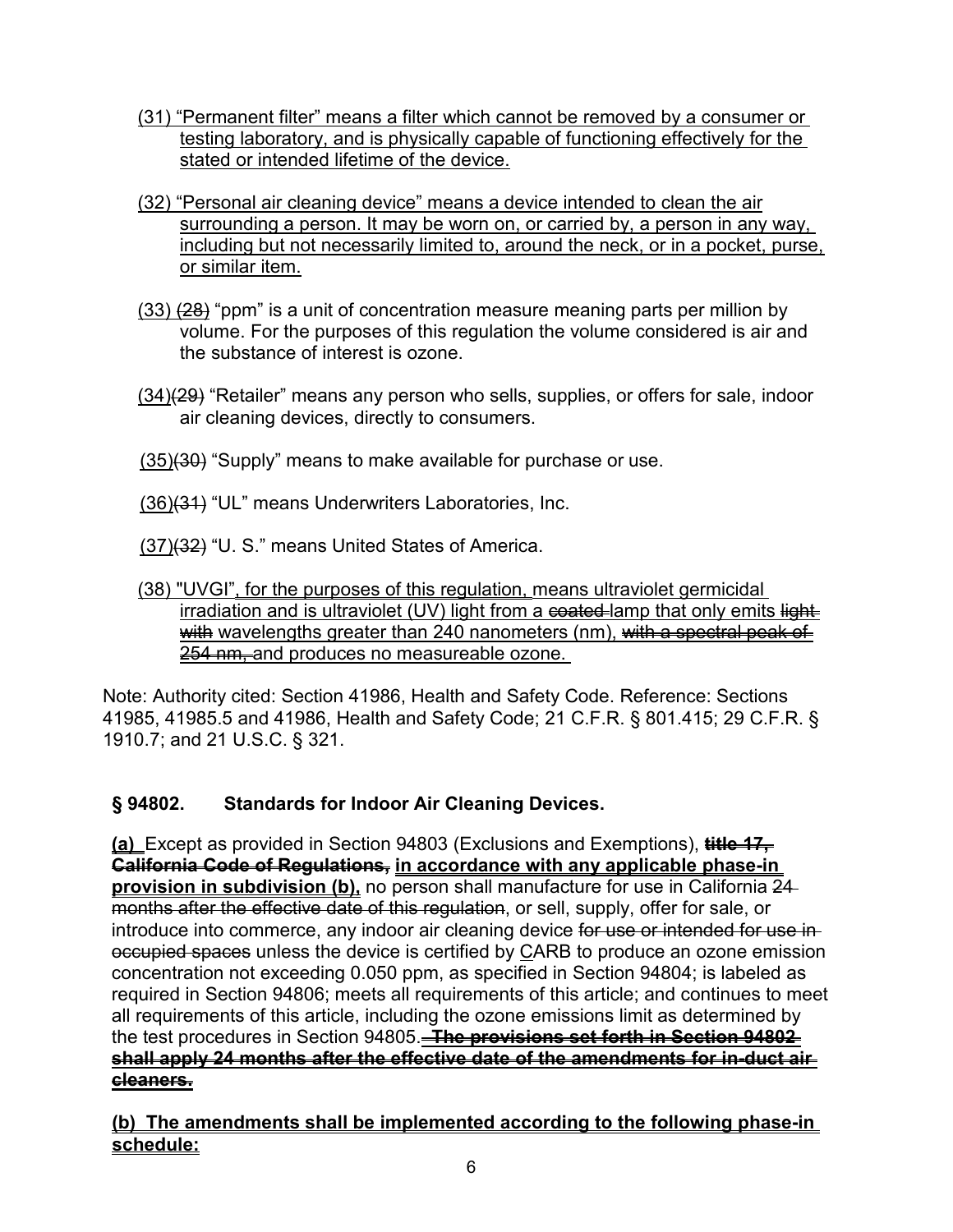<u>(31) “Permanent filter” means a filter which cannot be removed by a consumer or testing laboratory, and is physically capable of functioning effectively for the stated or intended lifetime of the device.</u>

<u>(32) “Personal air cleaning device” means a device intended to clean the air surrounding a person. It may be worn on, or carried by, a person in any way, including but not necessarily limited to, around the neck, or in a pocket, purse, or similar item.</u>

<u>(33)</u> ~~(28)~~ “ppm” is a unit of concentration measure meaning parts per million by volume. For the purposes of this regulation the volume considered is air and the substance of interest is ozone.

<u>(34)</u>~~(29)~~ “Retailer” means any person who sells, supplies, or offers for sale, indoor air cleaning devices, directly to consumers.

<u>(35)</u>~~(30)~~ “Supply” means to make available for purchase or use.

<u>(36)</u>~~(31)~~ “UL” means Underwriters Laboratories, Inc.

<u>(37)</u>~~(32)~~ “U. S.” means United States of America.

<u>(38) "UVGI", for the purposes of this regulation, means ultraviolet germicidal irradiation and is ultraviolet (UV) light from a</u> ~~coated~~ <u>lamp that only emits</u> ~~light with~~ <u>wavelengths greater than 240 nanometers (nm),</u> ~~with a spectral peak of 254 nm,~~ <u>and produces no measureable ozone.</u>

Note: Authority cited: Section 41986, Health and Safety Code. Reference: Sections 41985, 41985.5 and 41986, Health and Safety Code; 21 C.F.R. § 801.415; 29 C.F.R. § 1910.7; and 21 U.S.C. § 321.

## § 94802. Standards for Indoor Air Cleaning Devices.

**<u>(a)</u>** Except as provided in Section 94803 (Exclusions and Exemptions), **~~title 17, California Code of Regulations,~~** **<u>in accordance with any applicable phase-in provision in subdivision (b),</u>** no person shall manufacture for use in California ~~24 months after the effective date of this regulation~~, or sell, supply, offer for sale, or introduce into commerce, any indoor air cleaning device ~~for use or intended for use in occupied spaces~~ unless the device is certified by <u>C</u>ARB to produce an ozone emission concentration not exceeding 0.050 ppm, as specified in Section 94804; is labeled as required in Section 94806; meets all requirements of this article; and continues to meet all requirements of this article, including the ozone emissions limit as determined by the test procedures in Section 94805. **~~The provisions set forth in Section 94802 shall apply 24 months after the effective date of the amendments for in-duct air cleaners.~~**

**<u>(b) The amendments shall be implemented according to the following phase-in schedule:</u>**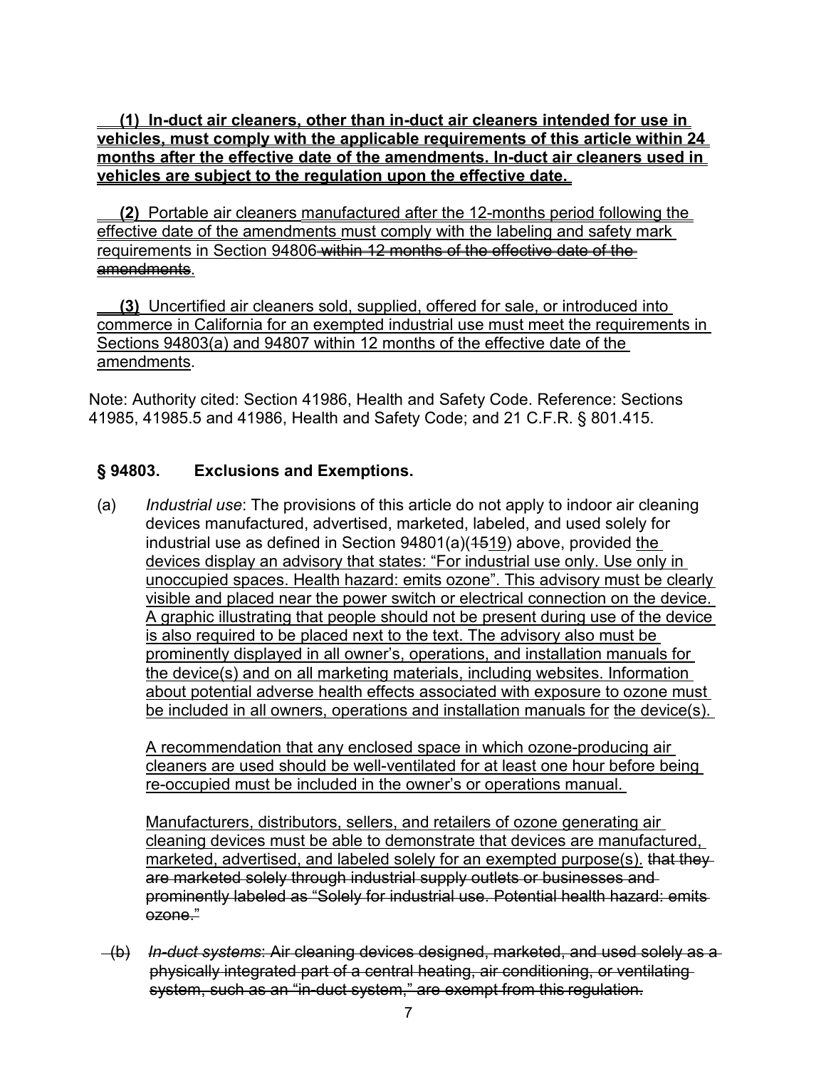**(1) In-duct air cleaners, other than in-duct air cleaners intended for use in vehicles, must comply with the applicable requirements of this article within 24 months after the effective date of the amendments. In-duct air cleaners used in vehicles are subject to the regulation upon the effective date.**

**(2)** Portable air cleaners manufactured after the 12-months period following the effective date of the amendments must comply with the labeling and safety mark requirements in Section 94806 ~~within 12 months of the effective date of the amendments~~.

**(3)** Uncertified air cleaners sold, supplied, offered for sale, or introduced into commerce in California for an exempted industrial use must meet the requirements in Sections 94803(a) and 94807 within 12 months of the effective date of the amendments.

Note: Authority cited: Section 41986, Health and Safety Code. Reference: Sections 41985, 41985.5 and 41986, Health and Safety Code; and 21 C.F.R. § 801.415.

## § 94803. Exclusions and Exemptions.

(a) *Industrial use*: The provisions of this article do not apply to indoor air cleaning devices manufactured, advertised, marketed, labeled, and used solely for industrial use as defined in Section 94801(a)(~~15~~19) above, provided the devices display an advisory that states: "For industrial use only. Use only in unoccupied spaces. Health hazard: emits ozone". This advisory must be clearly visible and placed near the power switch or electrical connection on the device. A graphic illustrating that people should not be present during use of the device is also required to be placed next to the text. The advisory also must be prominently displayed in all owner's, operations, and installation manuals for the device(s) and on all marketing materials, including websites. Information about potential adverse health effects associated with exposure to ozone must be included in all owners, operations and installation manuals for the device(s).

A recommendation that any enclosed space in which ozone-producing air cleaners are used should be well-ventilated for at least one hour before being re-occupied must be included in the owner's or operations manual.

Manufacturers, distributors, sellers, and retailers of ozone generating air cleaning devices must be able to demonstrate that devices are manufactured, marketed, advertised, and labeled solely for an exempted purpose(s). ~~that they are marketed solely through industrial supply outlets or businesses and prominently labeled as "Solely for industrial use. Potential health hazard: emits ozone."~~

~~(b) *In-duct systems*: Air cleaning devices designed, marketed, and used solely as a physically integrated part of a central heating, air conditioning, or ventilating system, such as an "in-duct system," are exempt from this regulation.~~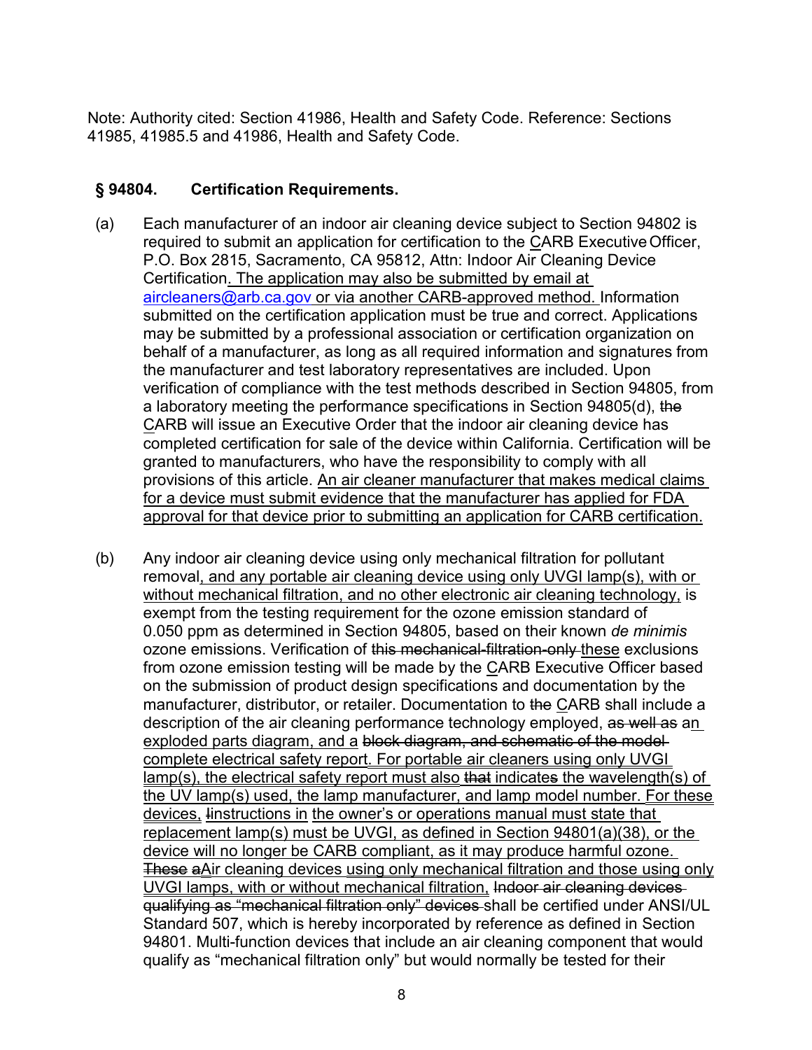Note: Authority cited: Section 41986, Health and Safety Code. Reference: Sections 41985, 41985.5 and 41986, Health and Safety Code.

## § 94804. Certification Requirements.

(a) Each manufacturer of an indoor air cleaning device subject to Section 94802 is required to submit an application for certification to the CARB Executive Officer, P.O. Box 2815, Sacramento, CA 95812, Attn: Indoor Air Cleaning Device Certification. The application may also be submitted by email at aircleaners@arb.ca.gov or via another CARB-approved method. Information submitted on the certification application must be true and correct. Applications may be submitted by a professional association or certification organization on behalf of a manufacturer, as long as all required information and signatures from the manufacturer and test laboratory representatives are included. Upon verification of compliance with the test methods described in Section 94805, from a laboratory meeting the performance specifications in Section 94805(d), ~~the~~ CARB will issue an Executive Order that the indoor air cleaning device has completed certification for sale of the device within California. Certification will be granted to manufacturers, who have the responsibility to comply with all provisions of this article. An air cleaner manufacturer that makes medical claims for a device must submit evidence that the manufacturer has applied for FDA approval for that device prior to submitting an application for CARB certification.

(b) Any indoor air cleaning device using only mechanical filtration for pollutant removal, and any portable air cleaning device using only UVGI lamp(s), with or without mechanical filtration, and no other electronic air cleaning technology, is exempt from the testing requirement for the ozone emission standard of 0.050 ppm as determined in Section 94805, based on their known *de minimis* ozone emissions. Verification of ~~this mechanical-filtration-only~~ these exclusions from ozone emission testing will be made by the CARB Executive Officer based on the submission of product design specifications and documentation by the manufacturer, distributor, or retailer. Documentation to ~~the~~ CARB shall include a description of the air cleaning performance technology employed, ~~as well as~~ an exploded parts diagram, and a ~~block diagram, and schematic of the model~~ complete electrical safety report. For portable air cleaners using only UVGI lamp(s), the electrical safety report must also ~~that~~ indicate~~s~~ the wavelength(s) of the UV lamp(s) used, the lamp manufacturer, and lamp model number. For these devices, ~~I~~instructions in the owner's or operations manual must state that replacement lamp(s) must be UVGI, as defined in Section 94801(a)(38), or the device will no longer be CARB compliant, as it may produce harmful ozone. ~~These a~~Air cleaning devices using only mechanical filtration and those using only UVGI lamps, with or without mechanical filtration, ~~Indoor air cleaning devices qualifying as "mechanical filtration only" devices~~ shall be certified under ANSI/UL Standard 507, which is hereby incorporated by reference as defined in Section 94801. Multi-function devices that include an air cleaning component that would qualify as "mechanical filtration only" but would normally be tested for their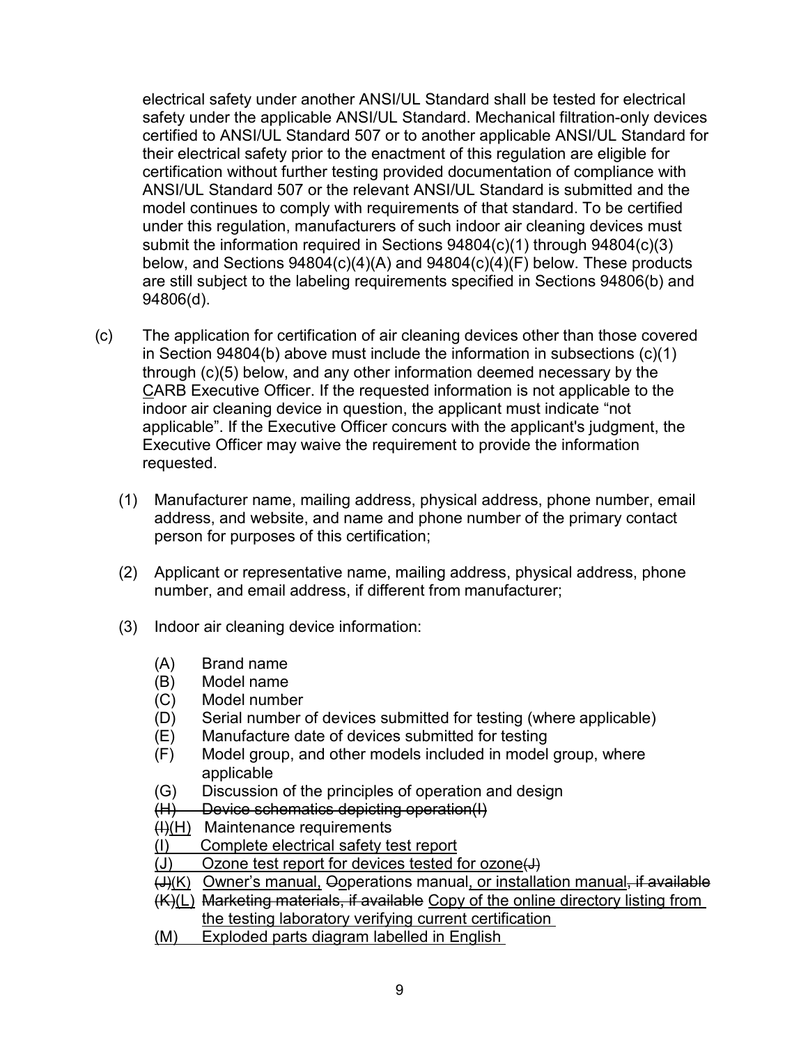electrical safety under another ANSI/UL Standard shall be tested for electrical safety under the applicable ANSI/UL Standard. Mechanical filtration-only devices certified to ANSI/UL Standard 507 or to another applicable ANSI/UL Standard for their electrical safety prior to the enactment of this regulation are eligible for certification without further testing provided documentation of compliance with ANSI/UL Standard 507 or the relevant ANSI/UL Standard is submitted and the model continues to comply with requirements of that standard. To be certified under this regulation, manufacturers of such indoor air cleaning devices must submit the information required in Sections 94804(c)(1) through 94804(c)(3) below, and Sections 94804(c)(4)(A) and 94804(c)(4)(F) below. These products are still subject to the labeling requirements specified in Sections 94806(b) and 94806(d).

(c) The application for certification of air cleaning devices other than those covered in Section 94804(b) above must include the information in subsections (c)(1) through (c)(5) below, and any other information deemed necessary by the <u>C</u>ARB Executive Officer. If the requested information is not applicable to the indoor air cleaning device in question, the applicant must indicate "not applicable". If the Executive Officer concurs with the applicant's judgment, the Executive Officer may waive the requirement to provide the information requested.

(1) Manufacturer name, mailing address, physical address, phone number, email address, and website, and name and phone number of the primary contact person for purposes of this certification;

(2) Applicant or representative name, mailing address, physical address, phone number, and email address, if different from manufacturer;

(3) Indoor air cleaning device information:

(A) Brand name
(B) Model name
(C) Model number
(D) Serial number of devices submitted for testing (where applicable)
(E) Manufacture date of devices submitted for testing
(F) Model group, and other models included in model group, where applicable
(G) Discussion of the principles of operation and design
~~(H) Device schematics depicting operation(I)~~
~~(I)~~<u>(H)</u> Maintenance requirements
<u>(I) Complete electrical safety test report</u>
<u>(J) Ozone test report for devices tested for ozone</u>~~(J)~~
~~(J)~~<u>(K)</u> <u>Owner's manual,</u> ~~O~~<u>o</u>perations manual<u>, or installation manual</u>~~, if available~~
~~(K)~~<u>(L)</u> ~~Marketing materials, if available~~ <u>Copy of the online directory listing from the testing laboratory verifying current certification</u>
<u>(M) Exploded parts diagram labelled in English</u>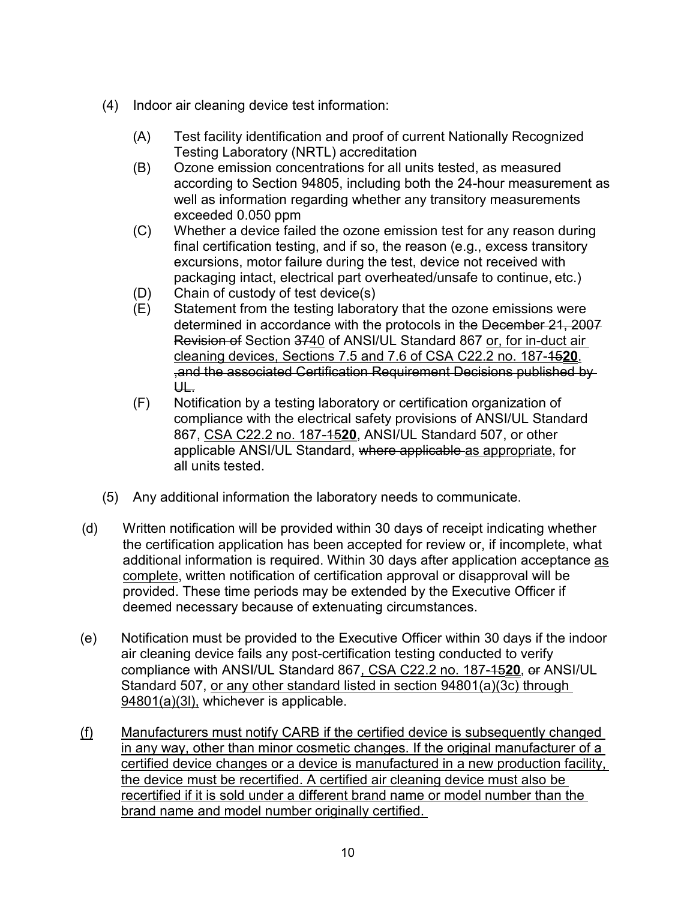(4) Indoor air cleaning device test information:

   (A) Test facility identification and proof of current Nationally Recognized Testing Laboratory (NRTL) accreditation
   (B) Ozone emission concentrations for all units tested, as measured according to Section 94805, including both the 24-hour measurement as well as information regarding whether any transitory measurements exceeded 0.050 ppm
   (C) Whether a device failed the ozone emission test for any reason during final certification testing, and if so, the reason (e.g., excess transitory excursions, motor failure during the test, device not received with packaging intact, electrical part overheated/unsafe to continue, etc.)
   (D) Chain of custody of test device(s)
   (E) Statement from the testing laboratory that the ozone emissions were determined in accordance with the protocols in ~~the December 21, 2007 Revision of~~ Section ~~37~~<u>40</u> of ANSI/UL Standard 867 <u>or, for in-duct air cleaning devices, Sections 7.5 and 7.6 of CSA C22.2 no. 187-</u>~~15~~<u>**20**</u>. ~~,and the associated Certification Requirement Decisions published by UL.~~
   (F) Notification by a testing laboratory or certification organization of compliance with the electrical safety provisions of ANSI/UL Standard 867, <u>CSA C22.2 no. 187-</u>~~15~~<u>**20**</u>, ANSI/UL Standard 507, or other applicable ANSI/UL Standard, ~~where applicable~~ <u>as appropriate</u>, for all units tested.

(5) Any additional information the laboratory needs to communicate.

(d) Written notification will be provided within 30 days of receipt indicating whether the certification application has been accepted for review or, if incomplete, what additional information is required. Within 30 days after application acceptance <u>as complete</u>, written notification of certification approval or disapproval will be provided. These time periods may be extended by the Executive Officer if deemed necessary because of extenuating circumstances.

(e) Notification must be provided to the Executive Officer within 30 days if the indoor air cleaning device fails any post-certification testing conducted to verify compliance with ANSI/UL Standard 867<u>, CSA C22.2 no. 187-</u>~~15~~<u>**20**</u>, ~~or~~ ANSI/UL Standard 507, <u>or any other standard listed in section 94801(a)(3c) through 94801(a)(3l),</u> whichever is applicable.

<u>(f) Manufacturers must notify CARB if the certified device is subsequently changed in any way, other than minor cosmetic changes. If the original manufacturer of a certified device changes or a device is manufactured in a new production facility, the device must be recertified. A certified air cleaning device must also be recertified if it is sold under a different brand name or model number than the brand name and model number originally certified.</u>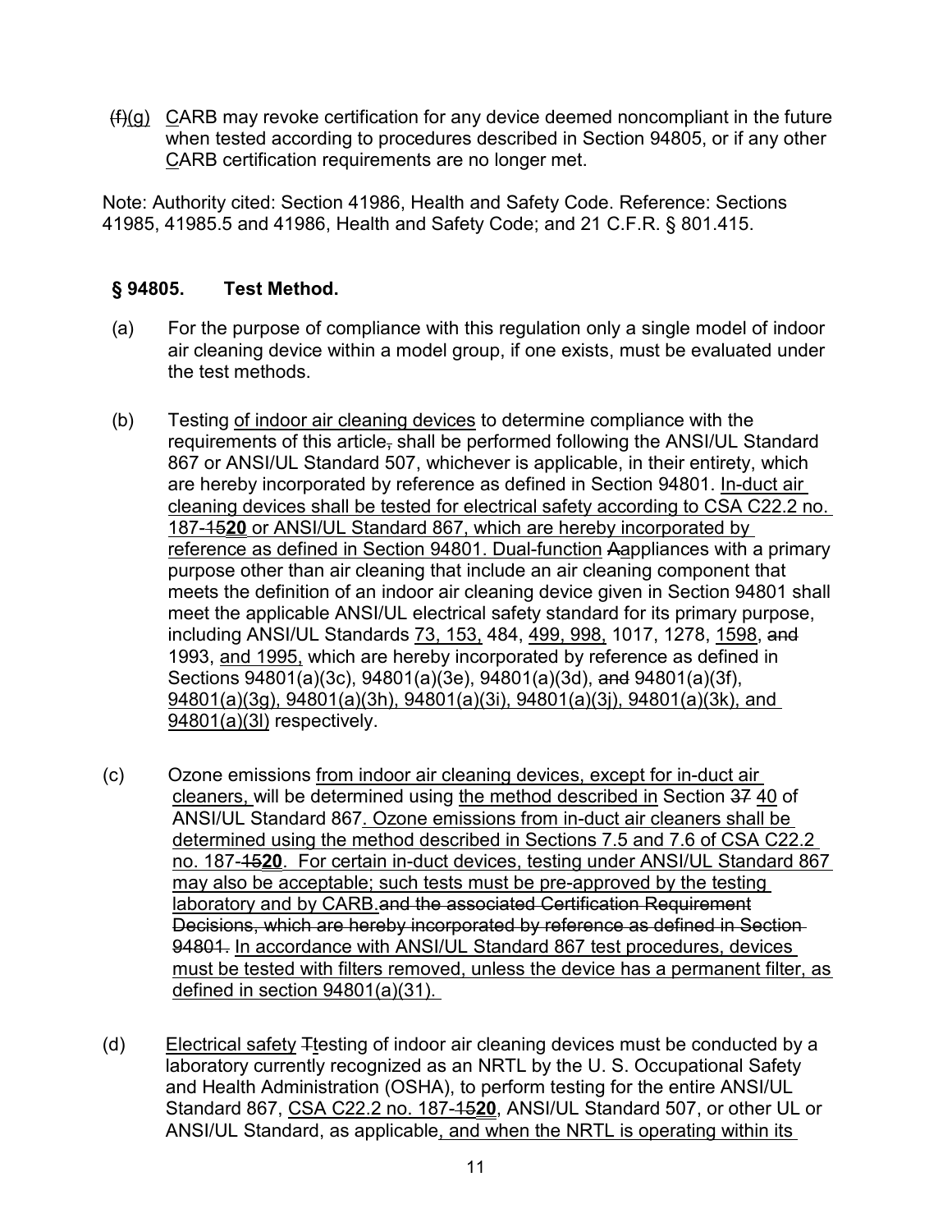(f)(g) CARB may revoke certification for any device deemed noncompliant in the future when tested according to procedures described in Section 94805, or if any other CARB certification requirements are no longer met.

Note: Authority cited: Section 41986, Health and Safety Code. Reference: Sections 41985, 41985.5 and 41986, Health and Safety Code; and 21 C.F.R. § 801.415.

### § 94805. Test Method.

(a) For the purpose of compliance with this regulation only a single model of indoor air cleaning device within a model group, if one exists, must be evaluated under the test methods.

(b) Testing of indoor air cleaning devices to determine compliance with the requirements of this article, shall be performed following the ANSI/UL Standard 867 or ANSI/UL Standard 507, whichever is applicable, in their entirety, which are hereby incorporated by reference as defined in Section 94801. In-duct air cleaning devices shall be tested for electrical safety according to CSA C22.2 no. 187-15**20** or ANSI/UL Standard 867, which are hereby incorporated by reference as defined in Section 94801. Dual-function Aappliances with a primary purpose other than air cleaning that include an air cleaning component that meets the definition of an indoor air cleaning device given in Section 94801 shall meet the applicable ANSI/UL electrical safety standard for its primary purpose, including ANSI/UL Standards 73, 153, 484, 499, 998, 1017, 1278, 1598, and 1993, and 1995, which are hereby incorporated by reference as defined in Sections 94801(a)(3c), 94801(a)(3e), 94801(a)(3d), and 94801(a)(3f), 94801(a)(3g), 94801(a)(3h), 94801(a)(3i), 94801(a)(3j), 94801(a)(3k), and 94801(a)(3l) respectively.

(c) Ozone emissions from indoor air cleaning devices, except for in-duct air cleaners, will be determined using the method described in Section 37 40 of ANSI/UL Standard 867. Ozone emissions from in-duct air cleaners shall be determined using the method described in Sections 7.5 and 7.6 of CSA C22.2 no. 187-15**20**. For certain in-duct devices, testing under ANSI/UL Standard 867 may also be acceptable; such tests must be pre-approved by the testing laboratory and by CARB.and the associated Certification Requirement Decisions, which are hereby incorporated by reference as defined in Section 94801. In accordance with ANSI/UL Standard 867 test procedures, devices must be tested with filters removed, unless the device has a permanent filter, as defined in section 94801(a)(31).

(d) Electrical safety Ttesting of indoor air cleaning devices must be conducted by a laboratory currently recognized as an NRTL by the U. S. Occupational Safety and Health Administration (OSHA), to perform testing for the entire ANSI/UL Standard 867, CSA C22.2 no. 187-15**20**, ANSI/UL Standard 507, or other UL or ANSI/UL Standard, as applicable, and when the NRTL is operating within its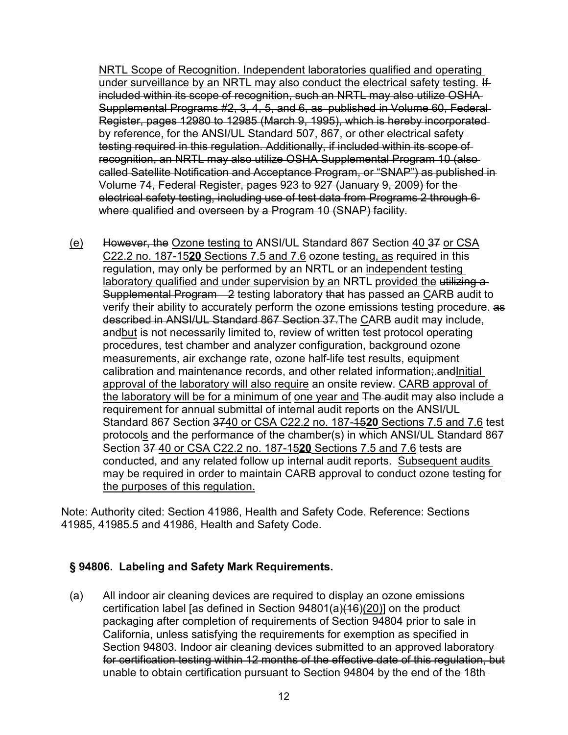<u>NRTL Scope of Recognition. Independent laboratories qualified and operating under surveillance by an NRTL may also conduct the electrical safety testing.</u> ~~If included within its scope of recognition, such an NRTL may also utilize OSHA Supplemental Programs #2, 3, 4, 5, and 6, as published in Volume 60, Federal Register, pages 12980 to 12985 (March 9, 1995), which is hereby incorporated by reference, for the ANSI/UL Standard 507, 867, or other electrical safety testing required in this regulation. Additionally, if included within its scope of recognition, an NRTL may also utilize OSHA Supplemental Program 10 (also called Satellite Notification and Acceptance Program, or "SNAP") as published in Volume 74, Federal Register, pages 923 to 927 (January 9, 2009) for the electrical safety testing, including use of test data from Programs 2 through 6 where qualified and overseen by a Program 10 (SNAP) facility.~~

<u>(e)</u> ~~However, the~~ <u>Ozone testing to</u> ANSI/UL Standard 867 Section <u>40</u> ~~37~~ <u>or CSA C22.2 no. 187-</u>~~15~~**<u>20</u>** <u>Sections 7.5 and 7.6</u> ~~ozone testing,~~ <u>as</u> required in this regulation, may only be performed by an NRTL or an <u>independent testing laboratory qualified</u> <u>and under supervision by an</u> NRTL <u>provided the</u> ~~utilizing a Supplemental Program 2~~ testing laboratory ~~that~~ has passed a~~n~~ <u>C</u>ARB audit to verify their ability to accurately perform the ozone emissions testing procedure. ~~as described in ANSI/UL Standard 867 Section 37.~~The <u>C</u>ARB audit may include, ~~and~~<u>but</u> is not necessarily limited to, review of written test protocol operating procedures, test chamber and analyzer configuration, background ozone measurements, air exchange rate, ozone half-life test results, equipment calibration and maintenance records, and other related information~~;~~.~~and~~<u>Initial approval of the laboratory will also require</u> an onsite review. <u>CARB approval of the laboratory will be for a minimum of</u> <u>one year and</u> ~~The audit~~ may ~~also~~ include a requirement for annual submittal of internal audit reports on the ANSI/UL Standard 867 Section ~~37~~<u>40 or CSA C22.2 no. 187-</u>~~15~~**<u>20</u>** <u>Sections 7.5 and 7.6</u> test protocol<u>s</u> and the performance of the chamber(s) in which ANSI/UL Standard 867 Section ~~37~~ <u>40 or CSA C22.2 no. 187-</u>~~15~~**<u>20</u>** <u>Sections 7.5 and 7.6</u> tests are conducted, and any related follow up internal audit reports. <u>Subsequent audits may be required in order to maintain CARB approval to conduct ozone testing for the purposes of this regulation.</u>

Note: Authority cited: Section 41986, Health and Safety Code. Reference: Sections 41985, 41985.5 and 41986, Health and Safety Code.

### § 94806. Labeling and Safety Mark Requirements.

(a) All indoor air cleaning devices are required to display an ozone emissions certification label [as defined in Section 94801(a)~~(16)~~<u>(20)</u>] on the product packaging after completion of requirements of Section 94804 prior to sale in California, unless satisfying the requirements for exemption as specified in Section 94803. ~~Indoor air cleaning devices submitted to an approved laboratory for certification testing within 12 months of the effective date of this regulation, but unable to obtain certification pursuant to Section 94804 by the end of the 18th~~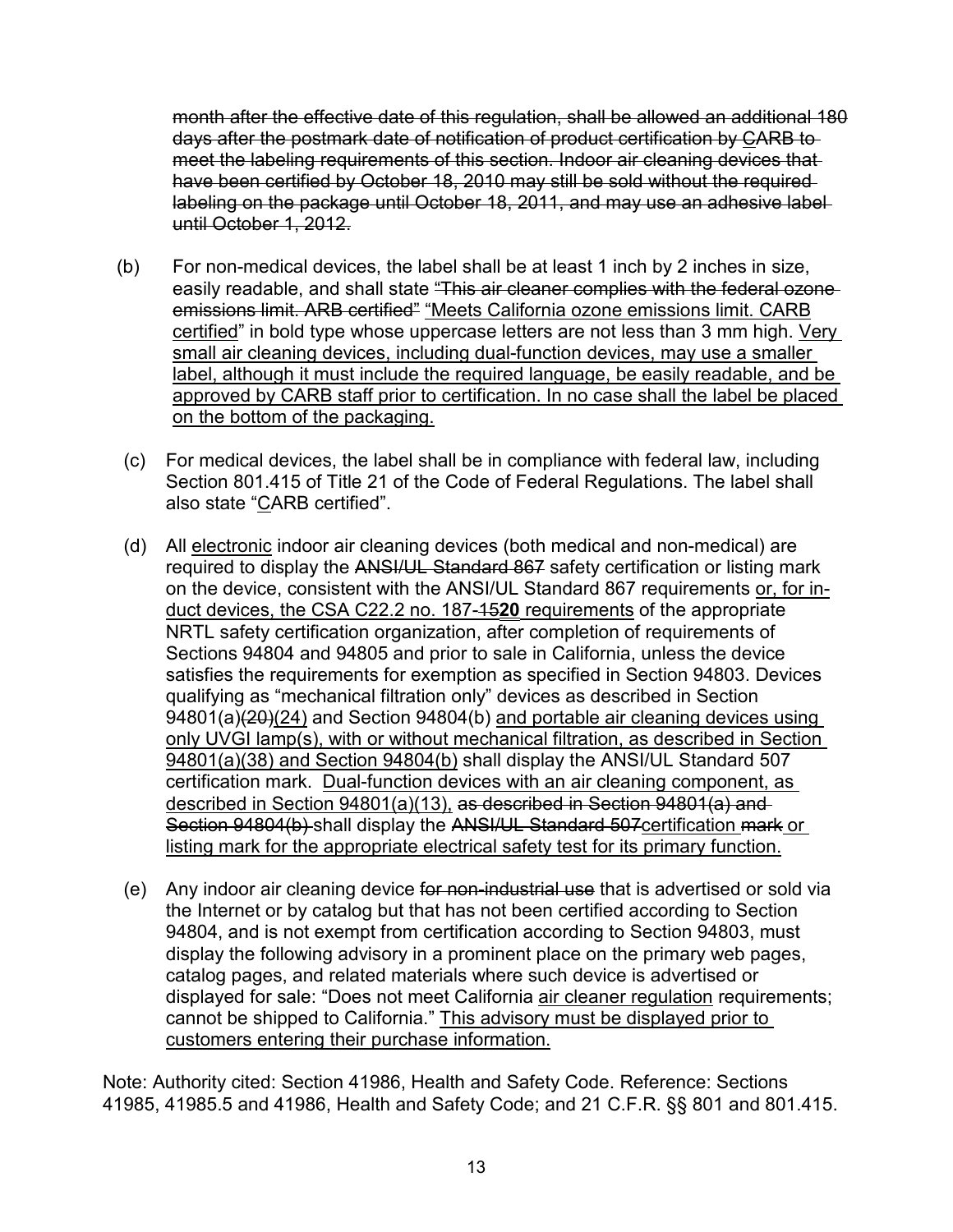~~month after the effective date of this regulation, shall be allowed an additional 180 days after the postmark date of notification of product certification by~~ CARB ~~to meet the labeling requirements of this section. Indoor air cleaning devices that have been certified by October 18, 2010 may still be sold without the required labeling on the package until October 18, 2011, and may use an adhesive label until October 1, 2012.~~

(b) For non-medical devices, the label shall be at least 1 inch by 2 inches in size, easily readable, and shall state ~~"This air cleaner complies with the federal ozone emissions limit. ARB certified"~~ <u>"Meets California ozone emissions limit. CARB certified</u>" in bold type whose uppercase letters are not less than 3 mm high. <u>Very small air cleaning devices, including dual-function devices, may use a smaller label, although it must include the required language, be easily readable, and be approved by CARB staff prior to certification. In no case shall the label be placed on the bottom of the packaging.</u>

(c) For medical devices, the label shall be in compliance with federal law, including Section 801.415 of Title 21 of the Code of Federal Regulations. The label shall also state "<u>C</u>ARB certified".

(d) All <u>electronic</u> indoor air cleaning devices (both medical and non-medical) are required to display the ~~ANSI/UL Standard 867~~ safety certification or listing mark on the device, consistent with the ANSI/UL Standard 867 requirements <u>or, for in-duct devices, the CSA C22.2 no. 187-</u>~~15~~<u>**20** requirements</u> of the appropriate NRTL safety certification organization, after completion of requirements of Sections 94804 and 94805 and prior to sale in California, unless the device satisfies the requirements for exemption as specified in Section 94803. Devices qualifying as "mechanical filtration only" devices as described in Section 94801(a)~~(20)~~<u>(24)</u> and Section 94804(b) <u>and portable air cleaning devices using only UVGI lamp(s), with or without mechanical filtration, as described in Section 94801(a)(38) and Section 94804(b)</u> shall display the ANSI/UL Standard 507 certification mark. <u>Dual-function devices with an air cleaning component, as described in Section 94801(a)(13),</u> ~~as described in Section 94801(a) and Section 94804(b)~~ shall display the ~~ANSI/UL Standard 507~~<u>certification</u> ~~mark~~ <u>or listing mark for the appropriate electrical safety test for its primary function.</u>

(e) Any indoor air cleaning device ~~for non-industrial use~~ that is advertised or sold via the Internet or by catalog but that has not been certified according to Section 94804, and is not exempt from certification according to Section 94803, must display the following advisory in a prominent place on the primary web pages, catalog pages, and related materials where such device is advertised or displayed for sale: "Does not meet California <u>air cleaner regulation</u> requirements; cannot be shipped to California." <u>This advisory must be displayed prior to customers entering their purchase information.</u>

Note: Authority cited: Section 41986, Health and Safety Code. Reference: Sections 41985, 41985.5 and 41986, Health and Safety Code; and 21 C.F.R. §§ 801 and 801.415.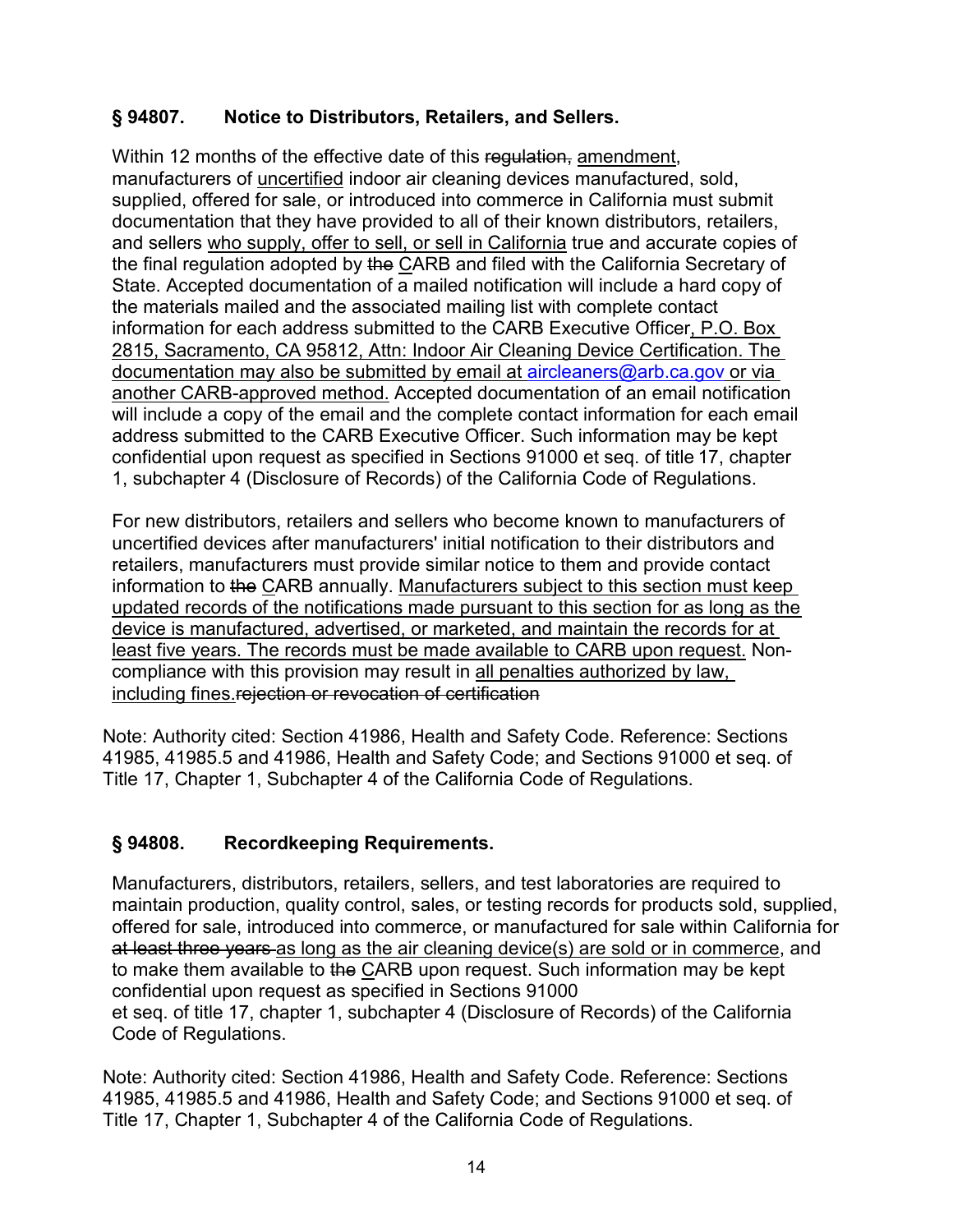## § 94807. Notice to Distributors, Retailers, and Sellers.

Within 12 months of the effective date of this ~~regulation,~~ amendment, manufacturers of uncertified indoor air cleaning devices manufactured, sold, supplied, offered for sale, or introduced into commerce in California must submit documentation that they have provided to all of their known distributors, retailers, and sellers who supply, offer to sell, or sell in California true and accurate copies of the final regulation adopted by ~~the~~ CARB and filed with the California Secretary of State. Accepted documentation of a mailed notification will include a hard copy of the materials mailed and the associated mailing list with complete contact information for each address submitted to the CARB Executive Officer, P.O. Box 2815, Sacramento, CA 95812, Attn: Indoor Air Cleaning Device Certification. The documentation may also be submitted by email at aircleaners@arb.ca.gov or via another CARB-approved method. Accepted documentation of an email notification will include a copy of the email and the complete contact information for each email address submitted to the CARB Executive Officer. Such information may be kept confidential upon request as specified in Sections 91000 et seq. of title 17, chapter 1, subchapter 4 (Disclosure of Records) of the California Code of Regulations.

For new distributors, retailers and sellers who become known to manufacturers of uncertified devices after manufacturers' initial notification to their distributors and retailers, manufacturers must provide similar notice to them and provide contact information to ~~the~~ CARB annually. Manufacturers subject to this section must keep updated records of the notifications made pursuant to this section for as long as the device is manufactured, advertised, or marketed, and maintain the records for at least five years. The records must be made available to CARB upon request. Non-compliance with this provision may result in all penalties authorized by law, including fines.~~rejection or revocation of certification~~

Note: Authority cited: Section 41986, Health and Safety Code. Reference: Sections 41985, 41985.5 and 41986, Health and Safety Code; and Sections 91000 et seq. of Title 17, Chapter 1, Subchapter 4 of the California Code of Regulations.

## § 94808. Recordkeeping Requirements.

Manufacturers, distributors, retailers, sellers, and test laboratories are required to maintain production, quality control, sales, or testing records for products sold, supplied, offered for sale, introduced into commerce, or manufactured for sale within California for ~~at least three years~~ as long as the air cleaning device(s) are sold or in commerce, and to make them available to ~~the~~ CARB upon request. Such information may be kept confidential upon request as specified in Sections 91000 et seq. of title 17, chapter 1, subchapter 4 (Disclosure of Records) of the California Code of Regulations.

Note: Authority cited: Section 41986, Health and Safety Code. Reference: Sections 41985, 41985.5 and 41986, Health and Safety Code; and Sections 91000 et seq. of Title 17, Chapter 1, Subchapter 4 of the California Code of Regulations.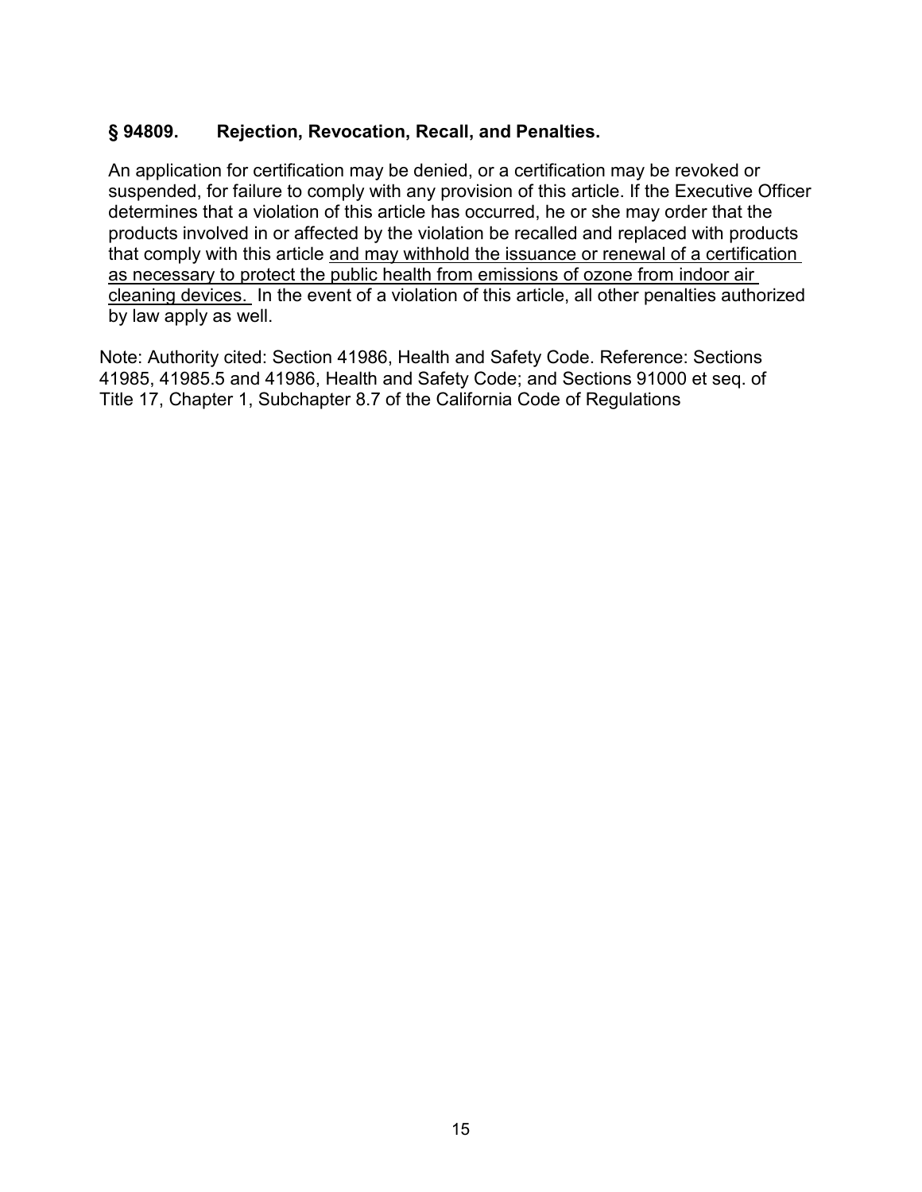### § 94809. Rejection, Revocation, Recall, and Penalties.

An application for certification may be denied, or a certification may be revoked or suspended, for failure to comply with any provision of this article. If the Executive Officer determines that a violation of this article has occurred, he or she may order that the products involved in or affected by the violation be recalled and replaced with products that comply with this article <u>and may withhold the issuance or renewal of a certification as necessary to protect the public health from emissions of ozone from indoor air cleaning devices.</u> In the event of a violation of this article, all other penalties authorized by law apply as well.

Note: Authority cited: Section 41986, Health and Safety Code. Reference: Sections 41985, 41985.5 and 41986, Health and Safety Code; and Sections 91000 et seq. of Title 17, Chapter 1, Subchapter 8.7 of the California Code of Regulations